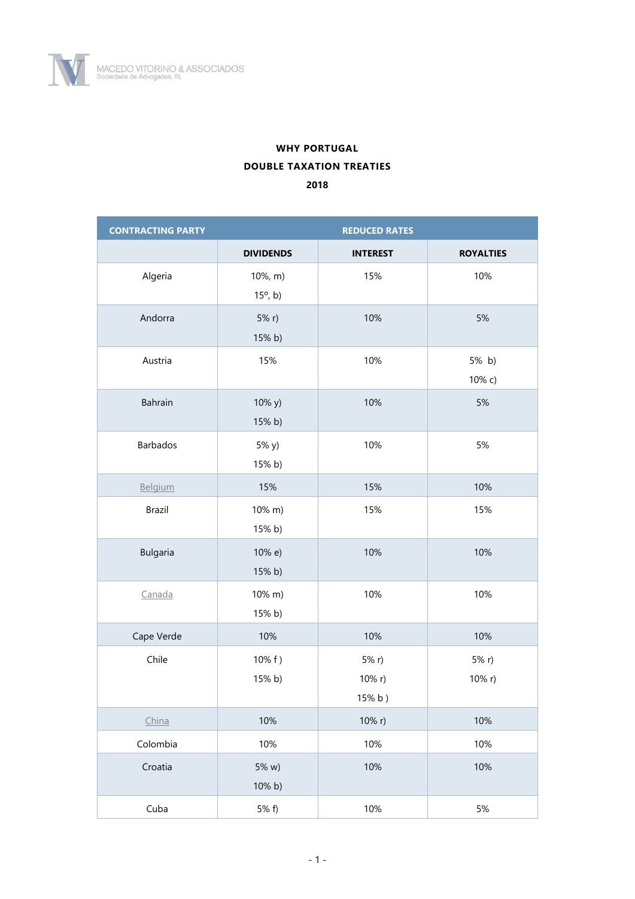MACEDO VITORINO & ASSOCIADOS
Sociedade de Advogados, RL

**WHY PORTUGAL**
**DOUBLE TAXATION TREATIES**
**2018**

| CONTRACTING PARTY | REDUCED RATES | | |
|---|---|---|---|
| | **DIVIDENDS** | **INTEREST** | **ROYALTIES** |
| Algeria | 10%, m)<br>15º, b) | 15% | 10% |
| Andorra | 5% r)<br>15% b) | 10% | 5% |
| Austria | 15% | 10% | 5% b)<br>10% c) |
| Bahrain | 10% y)<br>15% b) | 10% | 5% |
| Barbados | 5% y)<br>15% b) | 10% | 5% |
| Belgium | 15% | 15% | 10% |
| Brazil | 10% m)<br>15% b) | 15% | 15% |
| Bulgaria | 10% e)<br>15% b) | 10% | 10% |
| Canada | 10% m)<br>15% b) | 10% | 10% |
| Cape Verde | 10% | 10% | 10% |
| Chile | 10% f )<br>15% b) | 5% r)<br>10% r)<br>15% b ) | 5% r)<br>10% r) |
| China | 10% | 10% r) | 10% |
| Colombia | 10% | 10% | 10% |
| Croatia | 5% w)<br>10% b) | 10% | 10% |
| Cuba | 5% f) | 10% | 5% |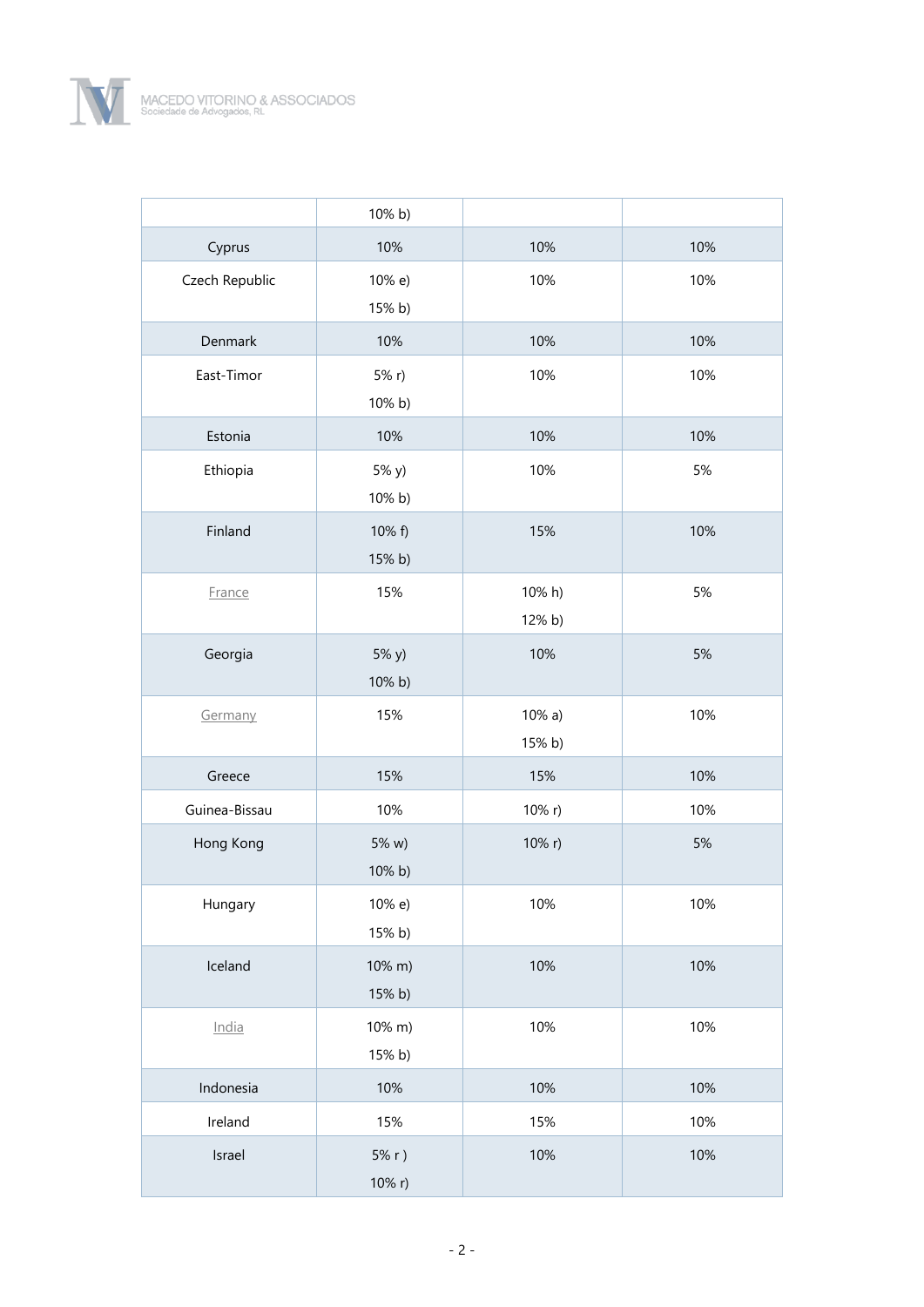| | | | |
|---|---|---|---|
| | 10% b) | | |
| Cyprus | 10% | 10% | 10% |
| Czech Republic | 10% e)<br>15% b) | 10% | 10% |
| Denmark | 10% | 10% | 10% |
| East-Timor | 5% r)<br>10% b) | 10% | 10% |
| Estonia | 10% | 10% | 10% |
| Ethiopia | 5% y)<br>10% b) | 10% | 5% |
| Finland | 10% f)<br>15% b) | 15% | 10% |
| France | 15% | 10% h)<br>12% b) | 5% |
| Georgia | 5% y)<br>10% b) | 10% | 5% |
| Germany | 15% | 10% a)<br>15% b) | 10% |
| Greece | 15% | 15% | 10% |
| Guinea-Bissau | 10% | 10% r) | 10% |
| Hong Kong | 5% w)<br>10% b) | 10% r) | 5% |
| Hungary | 10% e)<br>15% b) | 10% | 10% |
| Iceland | 10% m)<br>15% b) | 10% | 10% |
| India | 10% m)<br>15% b) | 10% | 10% |
| Indonesia | 10% | 10% | 10% |
| Ireland | 15% | 15% | 10% |
| Israel | 5% r )<br>10% r) | 10% | 10% |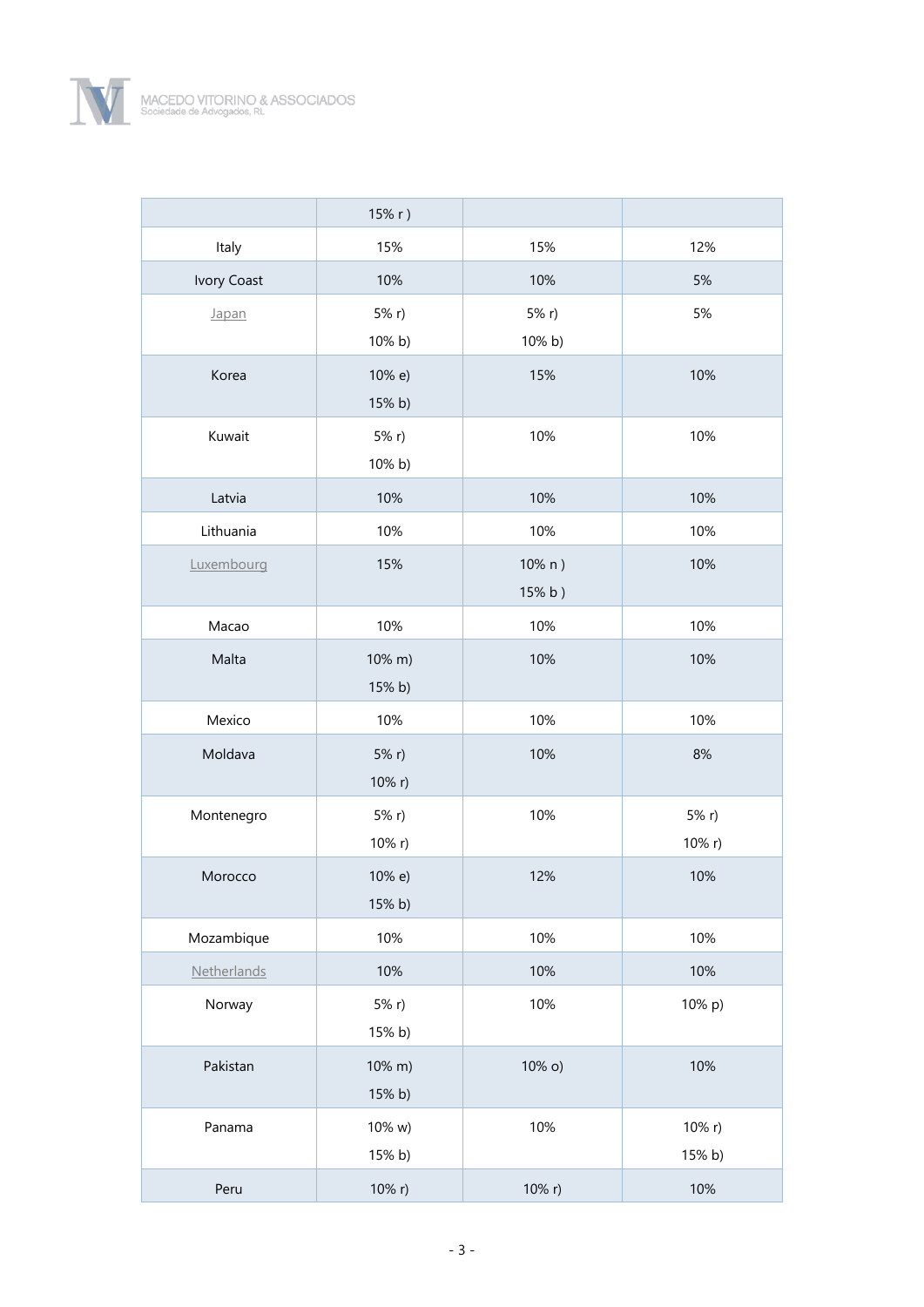| | | | |
|---|---|---|---|
| | 15% r ) | | |
| Italy | 15% | 15% | 12% |
| Ivory Coast | 10% | 10% | 5% |
| Japan | 5% r)<br>10% b) | 5% r)<br>10% b) | 5% |
| Korea | 10% e)<br>15% b) | 15% | 10% |
| Kuwait | 5% r)<br>10% b) | 10% | 10% |
| Latvia | 10% | 10% | 10% |
| Lithuania | 10% | 10% | 10% |
| Luxembourg | 15% | 10% n )<br>15% b ) | 10% |
| Macao | 10% | 10% | 10% |
| Malta | 10% m)<br>15% b) | 10% | 10% |
| Mexico | 10% | 10% | 10% |
| Moldava | 5% r)<br>10% r) | 10% | 8% |
| Montenegro | 5% r)<br>10% r) | 10% | 5% r)<br>10% r) |
| Morocco | 10% e)<br>15% b) | 12% | 10% |
| Mozambique | 10% | 10% | 10% |
| Netherlands | 10% | 10% | 10% |
| Norway | 5% r)<br>15% b) | 10% | 10% p) |
| Pakistan | 10% m)<br>15% b) | 10% o) | 10% |
| Panama | 10% w)<br>15% b) | 10% | 10% r)<br>15% b) |
| Peru | 10% r) | 10% r) | 10% |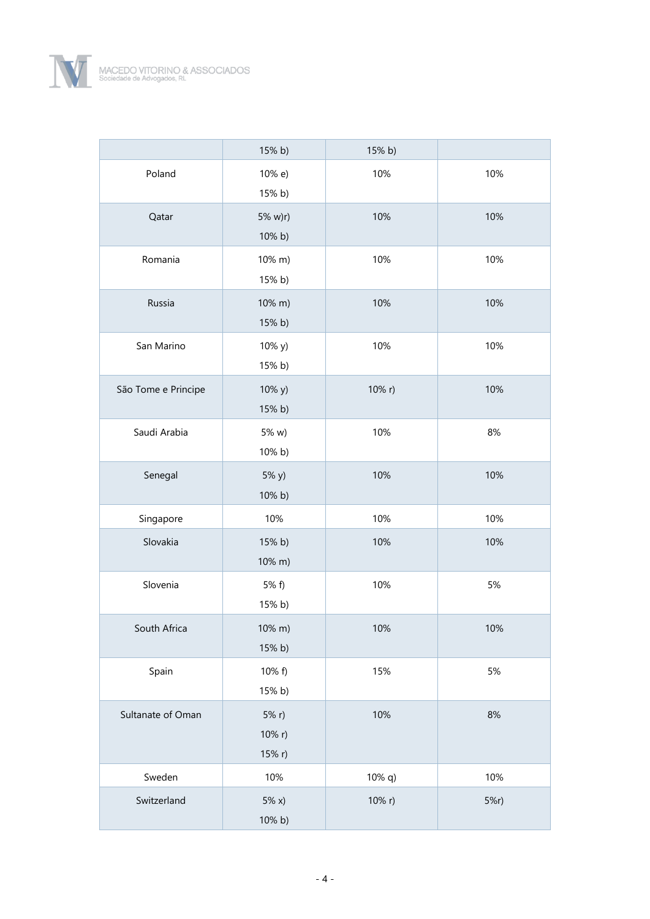| | | | |
|---|---|---|---|
| | 15% b) | 15% b) | |
| Poland | 10% e)<br>15% b) | 10% | 10% |
| Qatar | 5% w)r)<br>10% b) | 10% | 10% |
| Romania | 10% m)<br>15% b) | 10% | 10% |
| Russia | 10% m)<br>15% b) | 10% | 10% |
| San Marino | 10% y)<br>15% b) | 10% | 10% |
| São Tome e Principe | 10% y)<br>15% b) | 10% r) | 10% |
| Saudi Arabia | 5% w)<br>10% b) | 10% | 8% |
| Senegal | 5% y)<br>10% b) | 10% | 10% |
| Singapore | 10% | 10% | 10% |
| Slovakia | 15% b)<br>10% m) | 10% | 10% |
| Slovenia | 5% f)<br>15% b) | 10% | 5% |
| South Africa | 10% m)<br>15% b) | 10% | 10% |
| Spain | 10% f)<br>15% b) | 15% | 5% |
| Sultanate of Oman | 5% r)<br>10% r)<br>15% r) | 10% | 8% |
| Sweden | 10% | 10% q) | 10% |
| Switzerland | 5% x)<br>10% b) | 10% r) | 5%r) |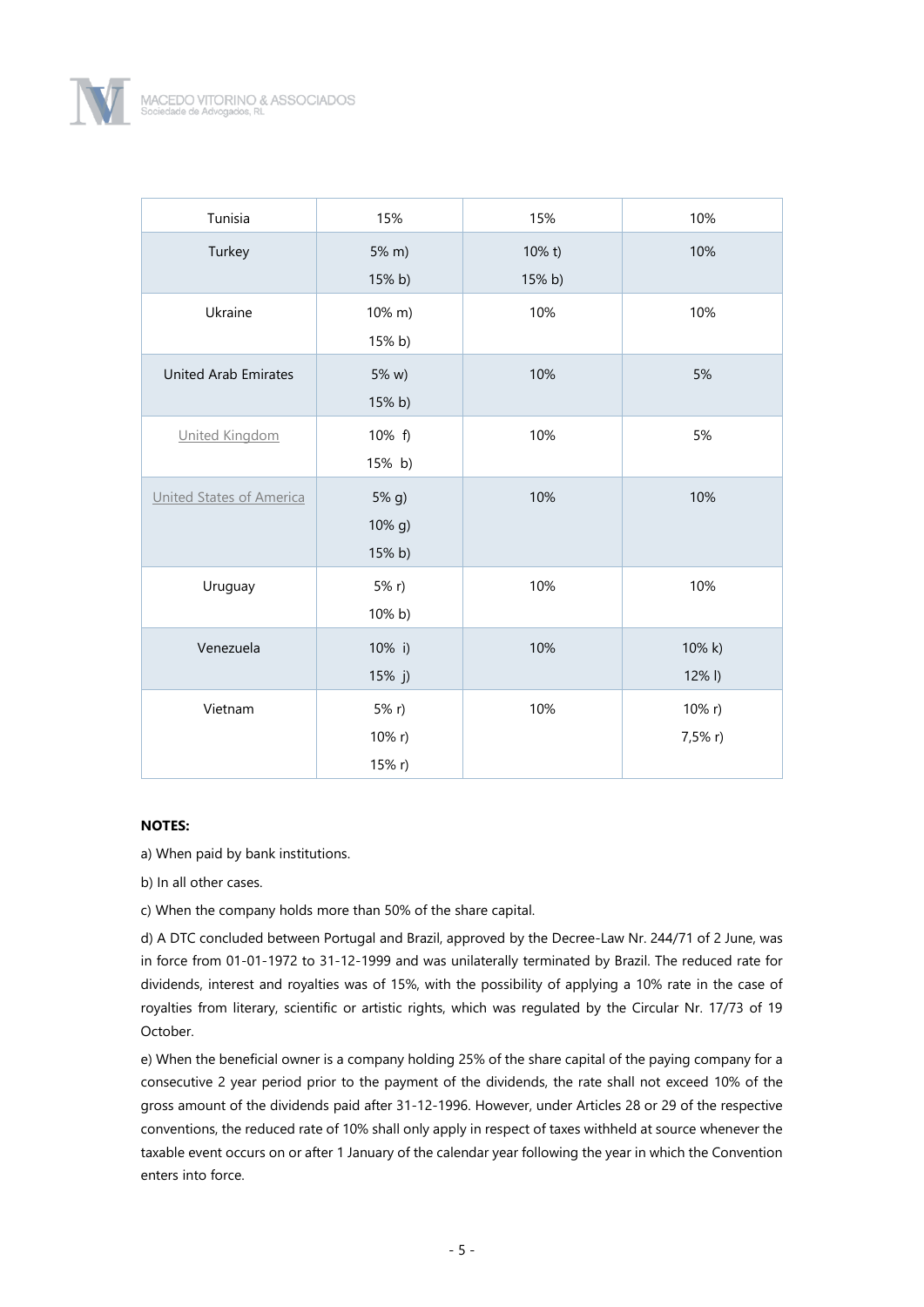| Tunisia | 15% | 15% | 10% |
|---|---|---|---|
| Turkey | 5% m)<br>15% b) | 10% t)<br>15% b) | 10% |
| Ukraine | 10% m)<br>15% b) | 10% | 10% |
| United Arab Emirates | 5% w)<br>15% b) | 10% | 5% |
| United Kingdom | 10% f)<br>15% b) | 10% | 5% |
| United States of America | 5% g)<br>10% g)<br>15% b) | 10% | 10% |
| Uruguay | 5% r)<br>10% b) | 10% | 10% |
| Venezuela | 10% i)<br>15% j) | 10% | 10% k)<br>12% l) |
| Vietnam | 5% r)<br>10% r)<br>15% r) | 10% | 10% r)<br>7,5% r) |

**NOTES:**

a) When paid by bank institutions.

b) In all other cases.

c) When the company holds more than 50% of the share capital.

d) A DTC concluded between Portugal and Brazil, approved by the Decree-Law Nr. 244/71 of 2 June, was in force from 01-01-1972 to 31-12-1999 and was unilaterally terminated by Brazil. The reduced rate for dividends, interest and royalties was of 15%, with the possibility of applying a 10% rate in the case of royalties from literary, scientific or artistic rights, which was regulated by the Circular Nr. 17/73 of 19 October.

e) When the beneficial owner is a company holding 25% of the share capital of the paying company for a consecutive 2 year period prior to the payment of the dividends, the rate shall not exceed 10% of the gross amount of the dividends paid after 31-12-1996. However, under Articles 28 or 29 of the respective conventions, the reduced rate of 10% shall only apply in respect of taxes withheld at source whenever the taxable event occurs on or after 1 January of the calendar year following the year in which the Convention enters into force.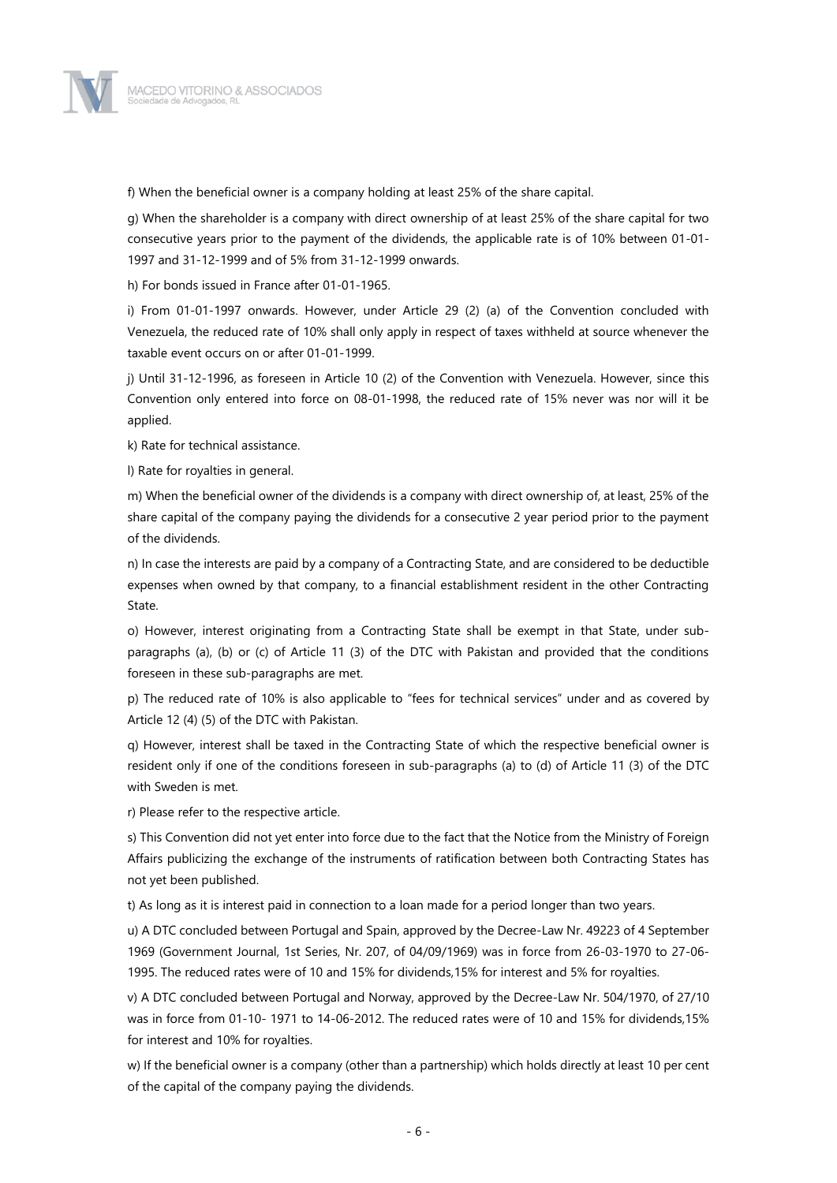f) When the beneficial owner is a company holding at least 25% of the share capital.

g) When the shareholder is a company with direct ownership of at least 25% of the share capital for two consecutive years prior to the payment of the dividends, the applicable rate is of 10% between 01-01-1997 and 31-12-1999 and of 5% from 31-12-1999 onwards.

h) For bonds issued in France after 01-01-1965.

i) From 01-01-1997 onwards. However, under Article 29 (2) (a) of the Convention concluded with Venezuela, the reduced rate of 10% shall only apply in respect of taxes withheld at source whenever the taxable event occurs on or after 01-01-1999.

j) Until 31-12-1996, as foreseen in Article 10 (2) of the Convention with Venezuela. However, since this Convention only entered into force on 08-01-1998, the reduced rate of 15% never was nor will it be applied.

k) Rate for technical assistance.

l) Rate for royalties in general.

m) When the beneficial owner of the dividends is a company with direct ownership of, at least, 25% of the share capital of the company paying the dividends for a consecutive 2 year period prior to the payment of the dividends.

n) In case the interests are paid by a company of a Contracting State, and are considered to be deductible expenses when owned by that company, to a financial establishment resident in the other Contracting State.

o) However, interest originating from a Contracting State shall be exempt in that State, under sub-paragraphs (a), (b) or (c) of Article 11 (3) of the DTC with Pakistan and provided that the conditions foreseen in these sub-paragraphs are met.

p) The reduced rate of 10% is also applicable to "fees for technical services" under and as covered by Article 12 (4) (5) of the DTC with Pakistan.

q) However, interest shall be taxed in the Contracting State of which the respective beneficial owner is resident only if one of the conditions foreseen in sub-paragraphs (a) to (d) of Article 11 (3) of the DTC with Sweden is met.

r) Please refer to the respective article.

s) This Convention did not yet enter into force due to the fact that the Notice from the Ministry of Foreign Affairs publicizing the exchange of the instruments of ratification between both Contracting States has not yet been published.

t) As long as it is interest paid in connection to a loan made for a period longer than two years.

u) A DTC concluded between Portugal and Spain, approved by the Decree-Law Nr. 49223 of 4 September 1969 (Government Journal, 1st Series, Nr. 207, of 04/09/1969) was in force from 26-03-1970 to 27-06-1995. The reduced rates were of 10 and 15% for dividends,15% for interest and 5% for royalties.

v) A DTC concluded between Portugal and Norway, approved by the Decree-Law Nr. 504/1970, of 27/10 was in force from 01-10- 1971 to 14-06-2012. The reduced rates were of 10 and 15% for dividends,15% for interest and 10% for royalties.

w) If the beneficial owner is a company (other than a partnership) which holds directly at least 10 per cent of the capital of the company paying the dividends.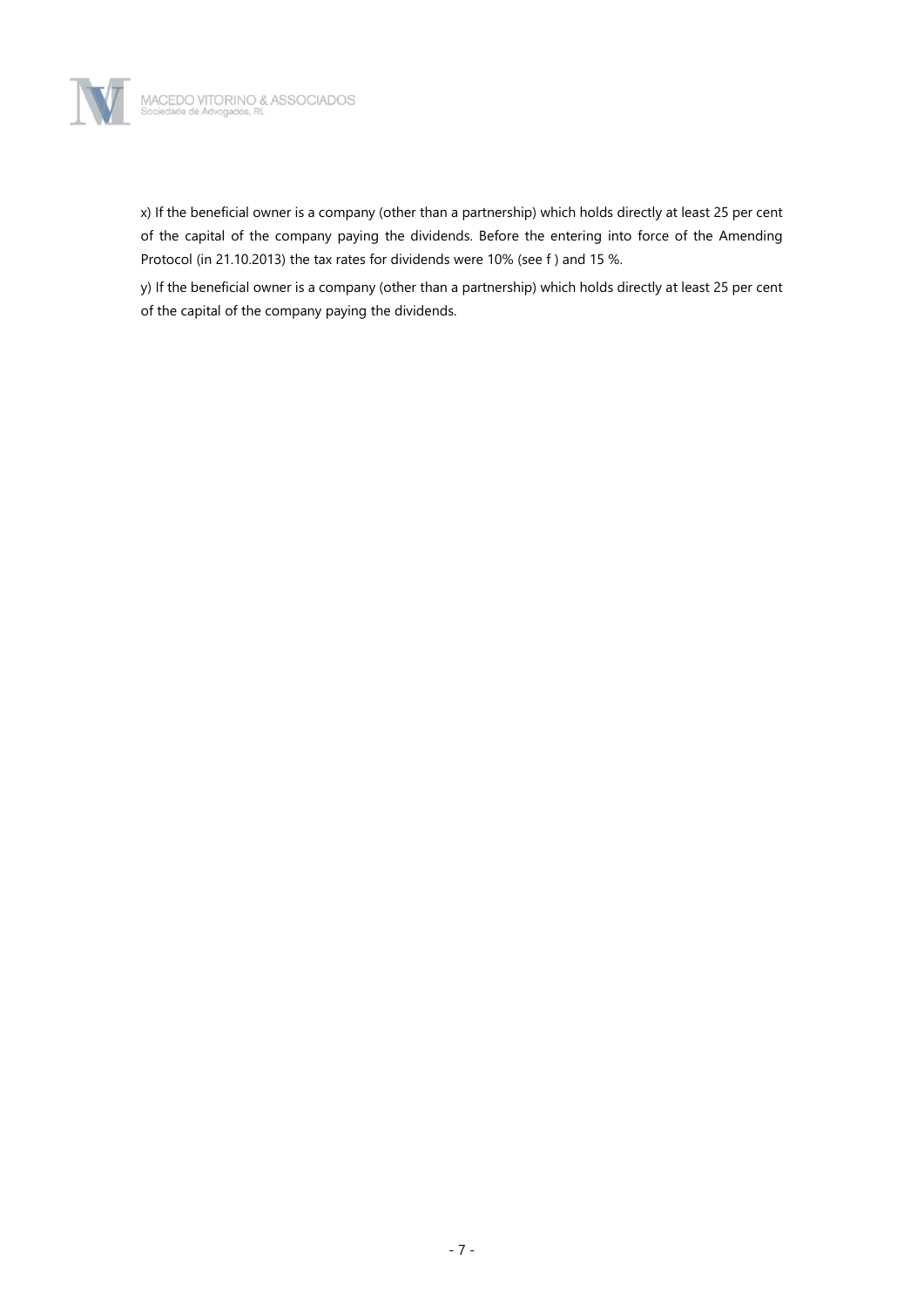x) If the beneficial owner is a company (other than a partnership) which holds directly at least 25 per cent of the capital of the company paying the dividends. Before the entering into force of the Amending Protocol (in 21.10.2013) the tax rates for dividends were 10% (see f ) and 15 %.

y) If the beneficial owner is a company (other than a partnership) which holds directly at least 25 per cent of the capital of the company paying the dividends.